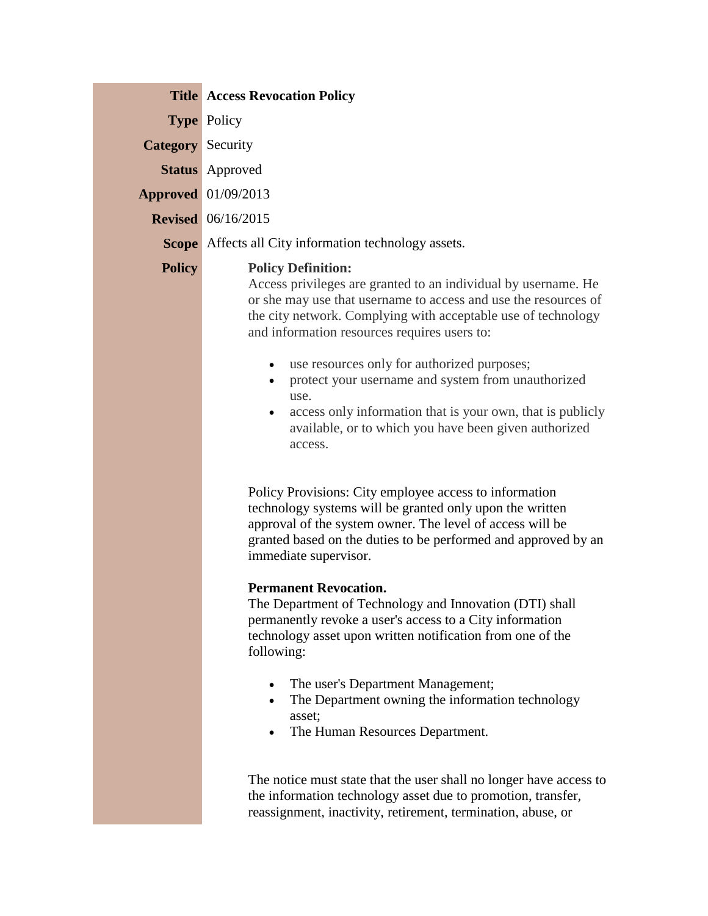**Title** **Access Revocation Policy**

**Type** Policy

**Category** Security

**Status** Approved

**Approved** 01/09/2013

**Revised** 06/16/2015

**Scope** Affects all City information technology assets.

**Policy**

**Policy Definition:**
Access privileges are granted to an individual by username. He or she may use that username to access and use the resources of the city network. Complying with acceptable use of technology and information resources requires users to:

- use resources only for authorized purposes;
- protect your username and system from unauthorized use.
- access only information that is your own, that is publicly available, or to which you have been given authorized access.

Policy Provisions: City employee access to information technology systems will be granted only upon the written approval of the system owner. The level of access will be granted based on the duties to be performed and approved by an immediate supervisor.

**Permanent Revocation.**
The Department of Technology and Innovation (DTI) shall permanently revoke a user's access to a City information technology asset upon written notification from one of the following:

- The user's Department Management;
- The Department owning the information technology asset;
- The Human Resources Department.

The notice must state that the user shall no longer have access to the information technology asset due to promotion, transfer, reassignment, inactivity, retirement, termination, abuse, or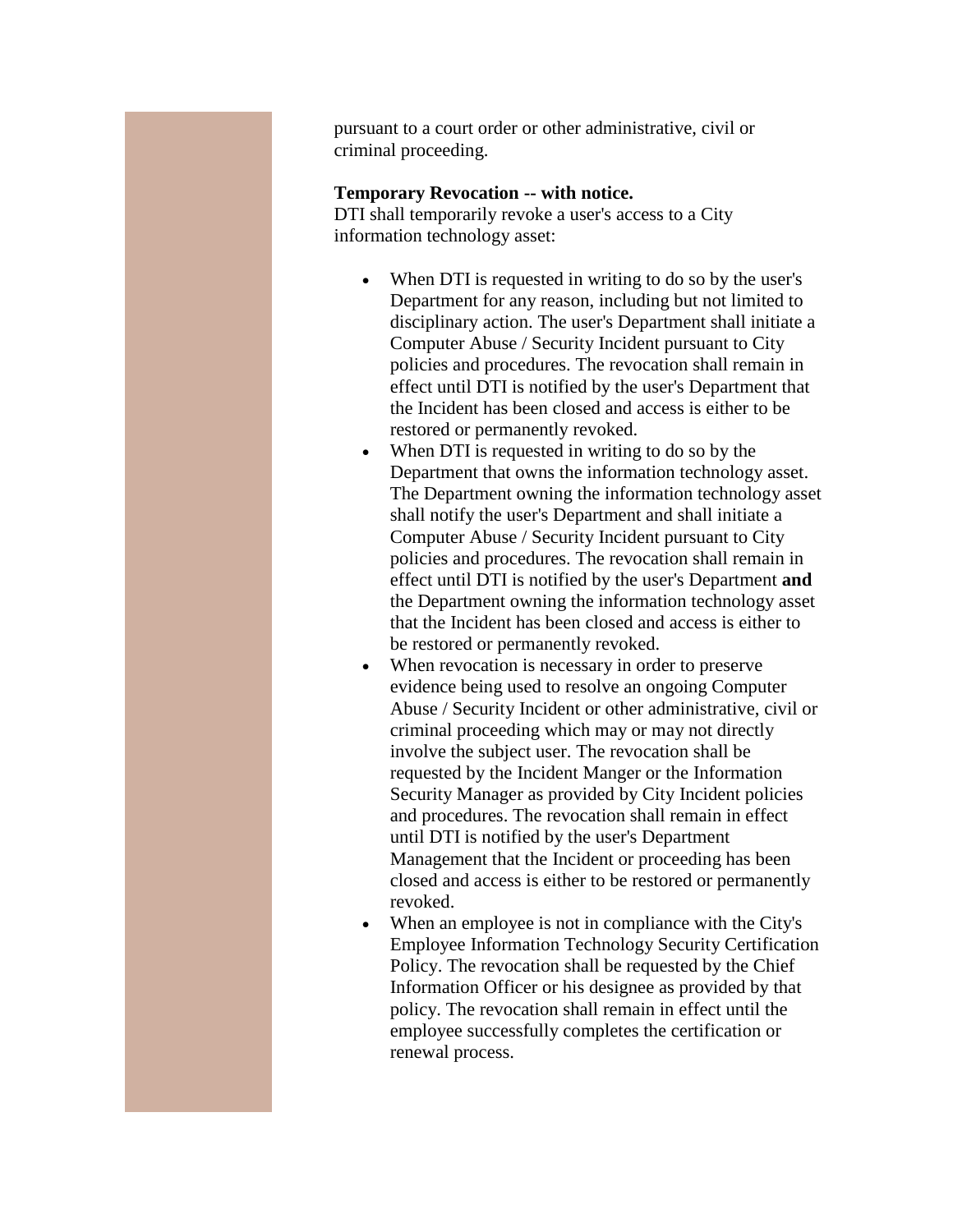pursuant to a court order or other administrative, civil or criminal proceeding.

**Temporary Revocation -- with notice.**
DTI shall temporarily revoke a user's access to a City information technology asset:

- When DTI is requested in writing to do so by the user's Department for any reason, including but not limited to disciplinary action. The user's Department shall initiate a Computer Abuse / Security Incident pursuant to City policies and procedures. The revocation shall remain in effect until DTI is notified by the user's Department that the Incident has been closed and access is either to be restored or permanently revoked.
- When DTI is requested in writing to do so by the Department that owns the information technology asset. The Department owning the information technology asset shall notify the user's Department and shall initiate a Computer Abuse / Security Incident pursuant to City policies and procedures. The revocation shall remain in effect until DTI is notified by the user's Department **and** the Department owning the information technology asset that the Incident has been closed and access is either to be restored or permanently revoked.
- When revocation is necessary in order to preserve evidence being used to resolve an ongoing Computer Abuse / Security Incident or other administrative, civil or criminal proceeding which may or may not directly involve the subject user. The revocation shall be requested by the Incident Manger or the Information Security Manager as provided by City Incident policies and procedures. The revocation shall remain in effect until DTI is notified by the user's Department Management that the Incident or proceeding has been closed and access is either to be restored or permanently revoked.
- When an employee is not in compliance with the City's Employee Information Technology Security Certification Policy. The revocation shall be requested by the Chief Information Officer or his designee as provided by that policy. The revocation shall remain in effect until the employee successfully completes the certification or renewal process.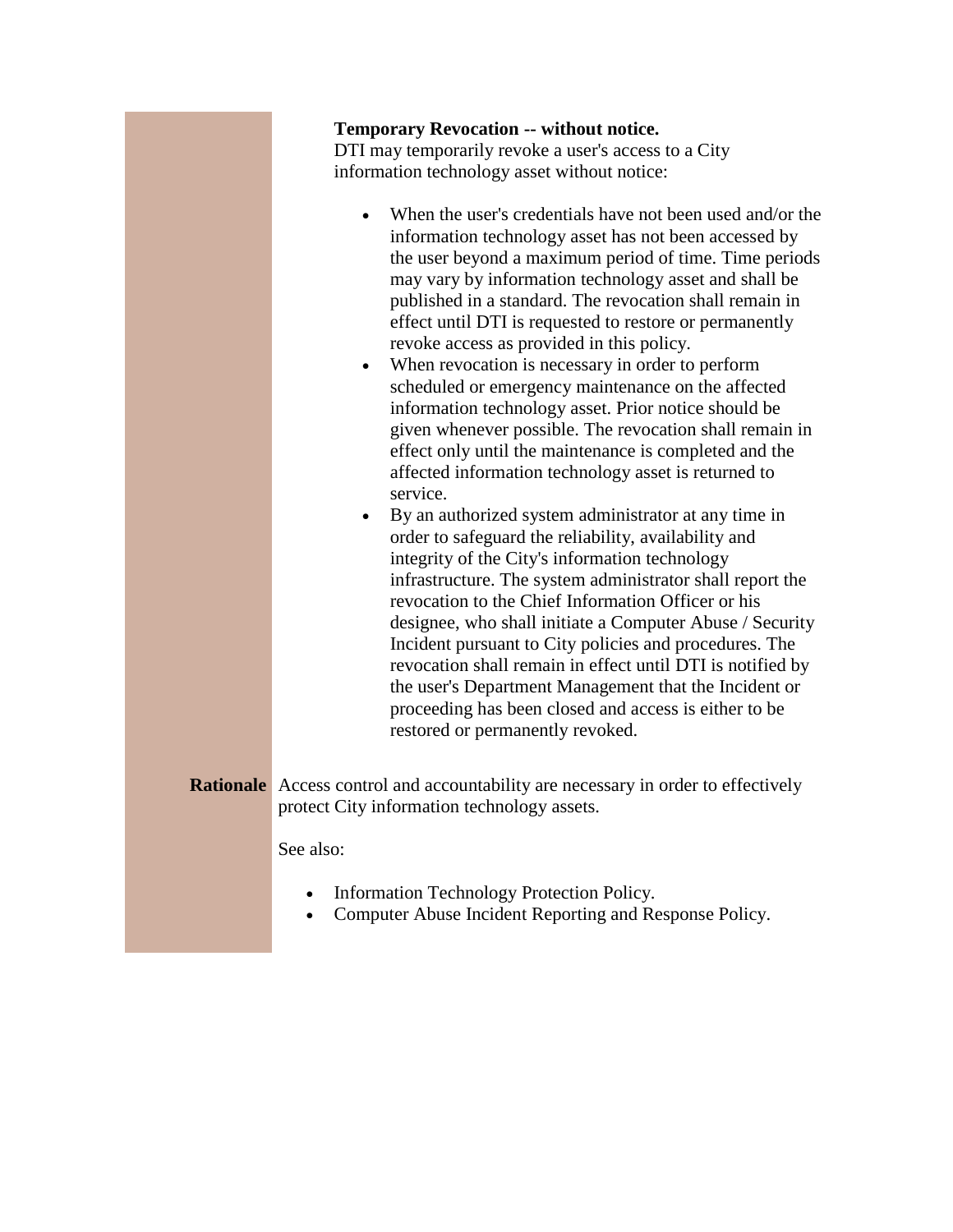**Temporary Revocation -- without notice.**
DTI may temporarily revoke a user's access to a City information technology asset without notice:

- When the user's credentials have not been used and/or the information technology asset has not been accessed by the user beyond a maximum period of time. Time periods may vary by information technology asset and shall be published in a standard. The revocation shall remain in effect until DTI is requested to restore or permanently revoke access as provided in this policy.
- When revocation is necessary in order to perform scheduled or emergency maintenance on the affected information technology asset. Prior notice should be given whenever possible. The revocation shall remain in effect only until the maintenance is completed and the affected information technology asset is returned to service.
- By an authorized system administrator at any time in order to safeguard the reliability, availability and integrity of the City's information technology infrastructure. The system administrator shall report the revocation to the Chief Information Officer or his designee, who shall initiate a Computer Abuse / Security Incident pursuant to City policies and procedures. The revocation shall remain in effect until DTI is notified by the user's Department Management that the Incident or proceeding has been closed and access is either to be restored or permanently revoked.

**Rationale**

Access control and accountability are necessary in order to effectively protect City information technology assets.

See also:

- Information Technology Protection Policy.
- Computer Abuse Incident Reporting and Response Policy.